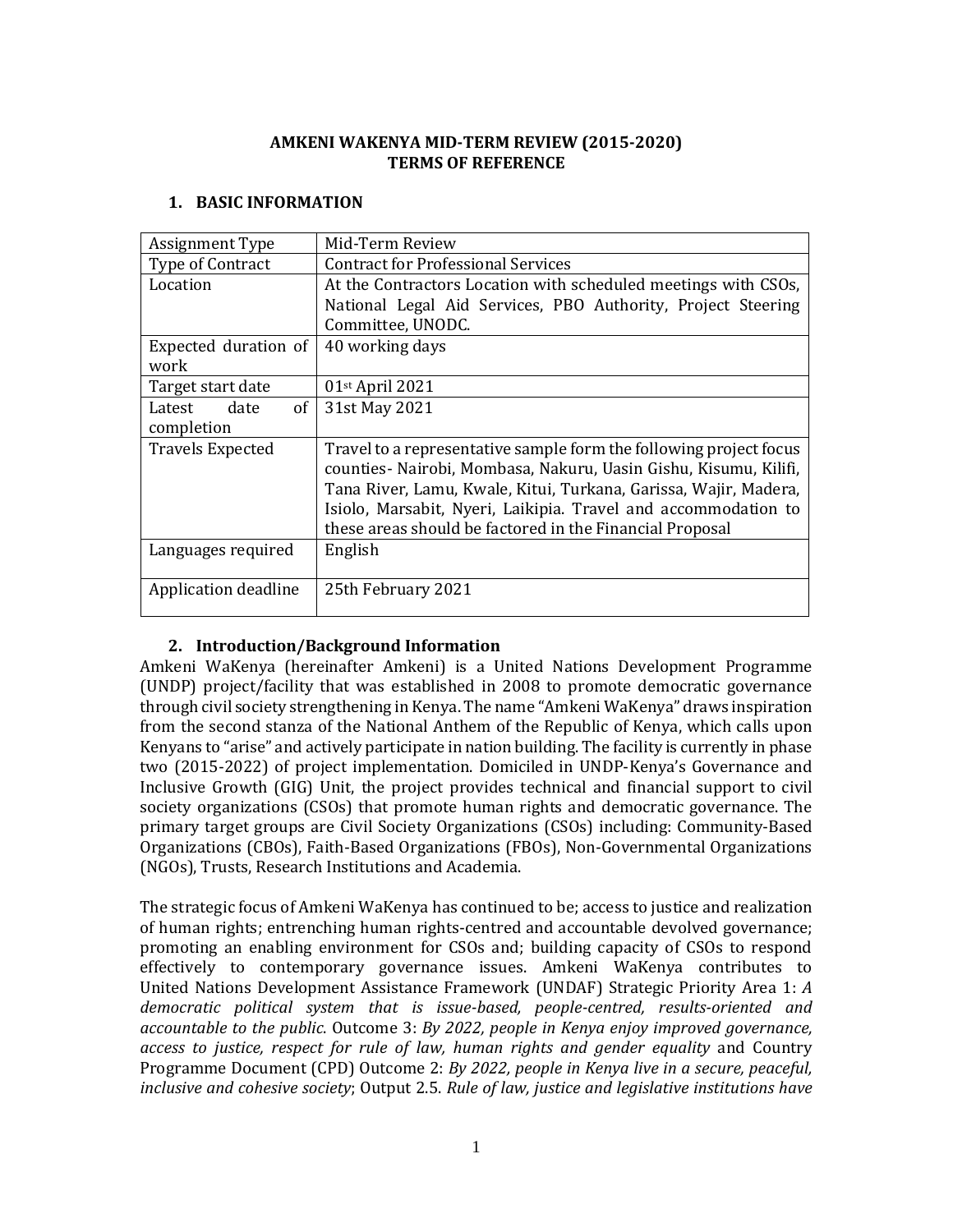**AMKENI WAKENYA MID-TERM REVIEW (2015-2020)**
**TERMS OF REFERENCE**

## 1. BASIC INFORMATION

| Assignment Type | Mid-Term Review |
|---|---|
| Type of Contract | Contract for Professional Services |
| Location | At the Contractors Location with scheduled meetings with CSOs, National Legal Aid Services, PBO Authority, Project Steering Committee, UNODC. |
| Expected duration of work | 40 working days |
| Target start date | 01st April 2021 |
| Latest date of completion | 31st May 2021 |
| Travels Expected | Travel to a representative sample form the following project focus counties- Nairobi, Mombasa, Nakuru, Uasin Gishu, Kisumu, Kilifi, Tana River, Lamu, Kwale, Kitui, Turkana, Garissa, Wajir, Madera, Isiolo, Marsabit, Nyeri, Laikipia. Travel and accommodation to these areas should be factored in the Financial Proposal |
| Languages required | English |
| Application deadline | 25th February 2021 |

## 2. Introduction/Background Information

Amkeni WaKenya (hereinafter Amkeni) is a United Nations Development Programme (UNDP) project/facility that was established in 2008 to promote democratic governance through civil society strengthening in Kenya. The name "Amkeni WaKenya" draws inspiration from the second stanza of the National Anthem of the Republic of Kenya, which calls upon Kenyans to "arise" and actively participate in nation building. The facility is currently in phase two (2015-2022) of project implementation. Domiciled in UNDP-Kenya's Governance and Inclusive Growth (GIG) Unit, the project provides technical and financial support to civil society organizations (CSOs) that promote human rights and democratic governance. The primary target groups are Civil Society Organizations (CSOs) including: Community-Based Organizations (CBOs), Faith-Based Organizations (FBOs), Non-Governmental Organizations (NGOs), Trusts, Research Institutions and Academia.

The strategic focus of Amkeni WaKenya has continued to be; access to justice and realization of human rights; entrenching human rights-centred and accountable devolved governance; promoting an enabling environment for CSOs and; building capacity of CSOs to respond effectively to contemporary governance issues. Amkeni WaKenya contributes to United Nations Development Assistance Framework (UNDAF) Strategic Priority Area 1: *A democratic political system that is issue-based, people-centred, results-oriented and accountable to the public*. Outcome 3: *By 2022, people in Kenya enjoy improved governance, access to justice, respect for rule of law, human rights and gender equality* and Country Programme Document (CPD) Outcome 2: *By 2022, people in Kenya live in a secure, peaceful, inclusive and cohesive society*; Output 2.5. *Rule of law, justice and legislative institutions have*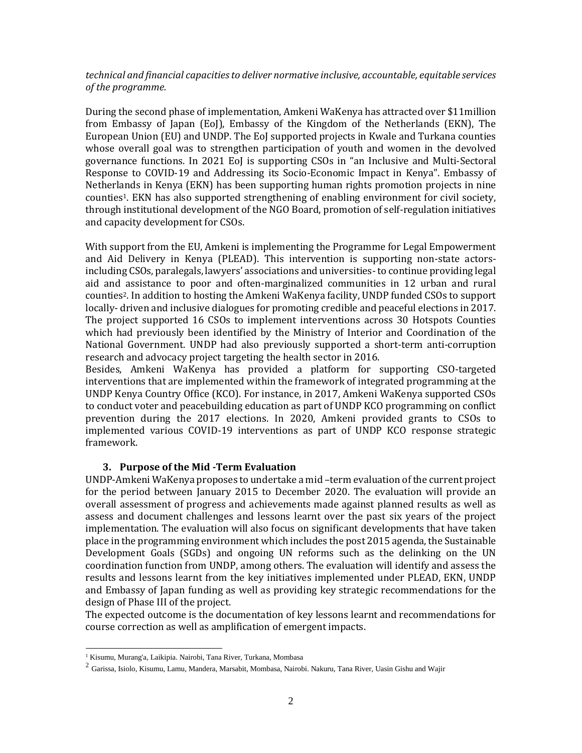*technical and financial capacities to deliver normative inclusive, accountable, equitable services of the programme.*

During the second phase of implementation, Amkeni WaKenya has attracted over $11million from Embassy of Japan (EoJ), Embassy of the Kingdom of the Netherlands (EKN), The European Union (EU) and UNDP. The EoJ supported projects in Kwale and Turkana counties whose overall goal was to strengthen participation of youth and women in the devolved governance functions. In 2021 EoJ is supporting CSOs in "an Inclusive and Multi-Sectoral Response to COVID-19 and Addressing its Socio-Economic Impact in Kenya". Embassy of Netherlands in Kenya (EKN) has been supporting human rights promotion projects in nine counties[1]. EKN has also supported strengthening of enabling environment for civil society, through institutional development of the NGO Board, promotion of self-regulation initiatives and capacity development for CSOs.

With support from the EU, Amkeni is implementing the Programme for Legal Empowerment and Aid Delivery in Kenya (PLEAD). This intervention is supporting non-state actors- including CSOs, paralegals, lawyers' associations and universities- to continue providing legal aid and assistance to poor and often-marginalized communities in 12 urban and rural counties[2]. In addition to hosting the Amkeni WaKenya facility, UNDP funded CSOs to support locally- driven and inclusive dialogues for promoting credible and peaceful elections in 2017. The project supported 16 CSOs to implement interventions across 30 Hotspots Counties which had previously been identified by the Ministry of Interior and Coordination of the National Government. UNDP had also previously supported a short-term anti-corruption research and advocacy project targeting the health sector in 2016.

Besides, Amkeni WaKenya has provided a platform for supporting CSO-targeted interventions that are implemented within the framework of integrated programming at the UNDP Kenya Country Office (KCO). For instance, in 2017, Amkeni WaKenya supported CSOs to conduct voter and peacebuilding education as part of UNDP KCO programming on conflict prevention during the 2017 elections. In 2020, Amkeni provided grants to CSOs to implemented various COVID-19 interventions as part of UNDP KCO response strategic framework.

## 3. Purpose of the Mid -Term Evaluation

UNDP-Amkeni WaKenya proposes to undertake a mid –term evaluation of the current project for the period between January 2015 to December 2020. The evaluation will provide an overall assessment of progress and achievements made against planned results as well as assess and document challenges and lessons learnt over the past six years of the project implementation. The evaluation will also focus on significant developments that have taken place in the programming environment which includes the post 2015 agenda, the Sustainable Development Goals (SGDs) and ongoing UN reforms such as the delinking on the UN coordination function from UNDP, among others. The evaluation will identify and assess the results and lessons learnt from the key initiatives implemented under PLEAD, EKN, UNDP and Embassy of Japan funding as well as providing key strategic recommendations for the design of Phase III of the project.

The expected outcome is the documentation of key lessons learnt and recommendations for course correction as well as amplification of emergent impacts.

---

[1] Kisumu, Murang'a, Laikipia. Nairobi, Tana River, Turkana, Mombasa

[2] Garissa, Isiolo, Kisumu, Lamu, Mandera, Marsabit, Mombasa, Nairobi. Nakuru, Tana River, Uasin Gishu and Wajir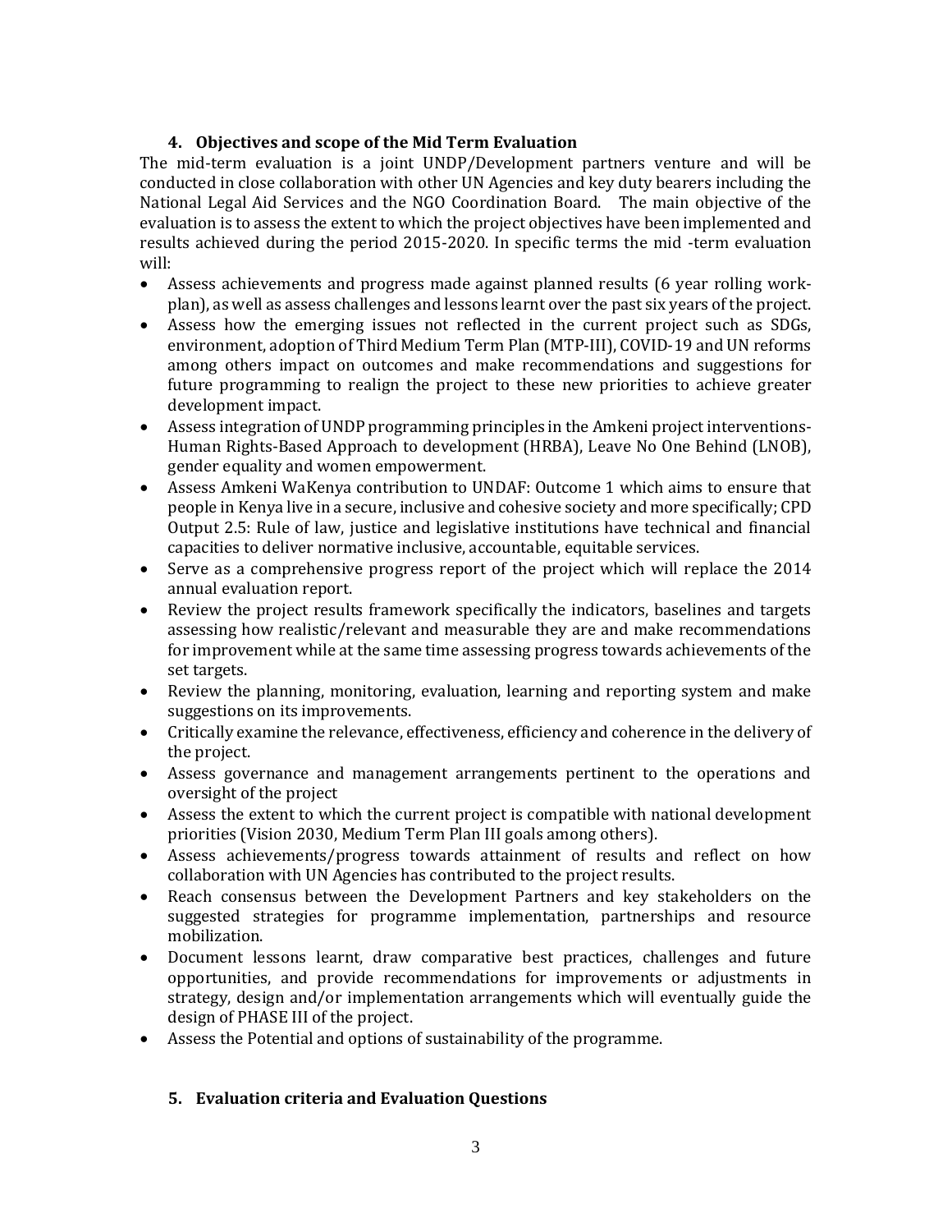## 4. Objectives and scope of the Mid Term Evaluation

The mid-term evaluation is a joint UNDP/Development partners venture and will be conducted in close collaboration with other UN Agencies and key duty bearers including the National Legal Aid Services and the NGO Coordination Board. The main objective of the evaluation is to assess the extent to which the project objectives have been implemented and results achieved during the period 2015-2020. In specific terms the mid -term evaluation will:

- Assess achievements and progress made against planned results (6 year rolling work-plan), as well as assess challenges and lessons learnt over the past six years of the project.
- Assess how the emerging issues not reflected in the current project such as SDGs, environment, adoption of Third Medium Term Plan (MTP-III), COVID-19 and UN reforms among others impact on outcomes and make recommendations and suggestions for future programming to realign the project to these new priorities to achieve greater development impact.
- Assess integration of UNDP programming principles in the Amkeni project interventions- Human Rights-Based Approach to development (HRBA), Leave No One Behind (LNOB), gender equality and women empowerment.
- Assess Amkeni WaKenya contribution to UNDAF: Outcome 1 which aims to ensure that people in Kenya live in a secure, inclusive and cohesive society and more specifically; CPD Output 2.5: Rule of law, justice and legislative institutions have technical and financial capacities to deliver normative inclusive, accountable, equitable services.
- Serve as a comprehensive progress report of the project which will replace the 2014 annual evaluation report.
- Review the project results framework specifically the indicators, baselines and targets assessing how realistic/relevant and measurable they are and make recommendations for improvement while at the same time assessing progress towards achievements of the set targets.
- Review the planning, monitoring, evaluation, learning and reporting system and make suggestions on its improvements.
- Critically examine the relevance, effectiveness, efficiency and coherence in the delivery of the project.
- Assess governance and management arrangements pertinent to the operations and oversight of the project
- Assess the extent to which the current project is compatible with national development priorities (Vision 2030, Medium Term Plan III goals among others).
- Assess achievements/progress towards attainment of results and reflect on how collaboration with UN Agencies has contributed to the project results.
- Reach consensus between the Development Partners and key stakeholders on the suggested strategies for programme implementation, partnerships and resource mobilization.
- Document lessons learnt, draw comparative best practices, challenges and future opportunities, and provide recommendations for improvements or adjustments in strategy, design and/or implementation arrangements which will eventually guide the design of PHASE III of the project.
- Assess the Potential and options of sustainability of the programme.

## 5. Evaluation criteria and Evaluation Questions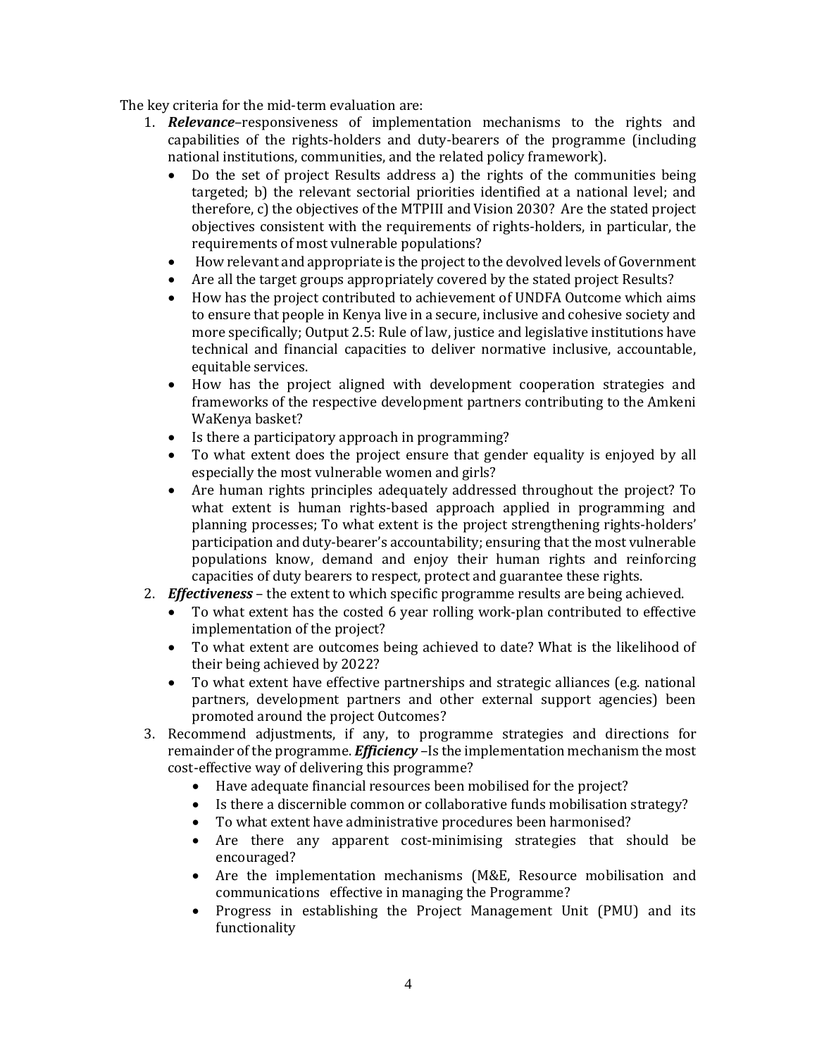The key criteria for the mid-term evaluation are:

1. ***Relevance***–responsiveness of implementation mechanisms to the rights and capabilities of the rights-holders and duty-bearers of the programme (including national institutions, communities, and the related policy framework).
   - Do the set of project Results address a) the rights of the communities being targeted; b) the relevant sectorial priorities identified at a national level; and therefore, c) the objectives of the MTPIII and Vision 2030? Are the stated project objectives consistent with the requirements of rights-holders, in particular, the requirements of most vulnerable populations?
   - How relevant and appropriate is the project to the devolved levels of Government
   - Are all the target groups appropriately covered by the stated project Results?
   - How has the project contributed to achievement of UNDFA Outcome which aims to ensure that people in Kenya live in a secure, inclusive and cohesive society and more specifically; Output 2.5: Rule of law, justice and legislative institutions have technical and financial capacities to deliver normative inclusive, accountable, equitable services.
   - How has the project aligned with development cooperation strategies and frameworks of the respective development partners contributing to the Amkeni WaKenya basket?
   - Is there a participatory approach in programming?
   - To what extent does the project ensure that gender equality is enjoyed by all especially the most vulnerable women and girls?
   - Are human rights principles adequately addressed throughout the project? To what extent is human rights-based approach applied in programming and planning processes; To what extent is the project strengthening rights-holders' participation and duty-bearer's accountability; ensuring that the most vulnerable populations know, demand and enjoy their human rights and reinforcing capacities of duty bearers to respect, protect and guarantee these rights.
2. ***Effectiveness*** – the extent to which specific programme results are being achieved.
   - To what extent has the costed 6 year rolling work-plan contributed to effective implementation of the project?
   - To what extent are outcomes being achieved to date? What is the likelihood of their being achieved by 2022?
   - To what extent have effective partnerships and strategic alliances (e.g. national partners, development partners and other external support agencies) been promoted around the project Outcomes?
3. Recommend adjustments, if any, to programme strategies and directions for remainder of the programme. ***Efficiency*** –Is the implementation mechanism the most cost-effective way of delivering this programme?
   - Have adequate financial resources been mobilised for the project?
   - Is there a discernible common or collaborative funds mobilisation strategy?
   - To what extent have administrative procedures been harmonised?
   - Are there any apparent cost-minimising strategies that should be encouraged?
   - Are the implementation mechanisms (M&E, Resource mobilisation and communications effective in managing the Programme?
   - Progress in establishing the Project Management Unit (PMU) and its functionality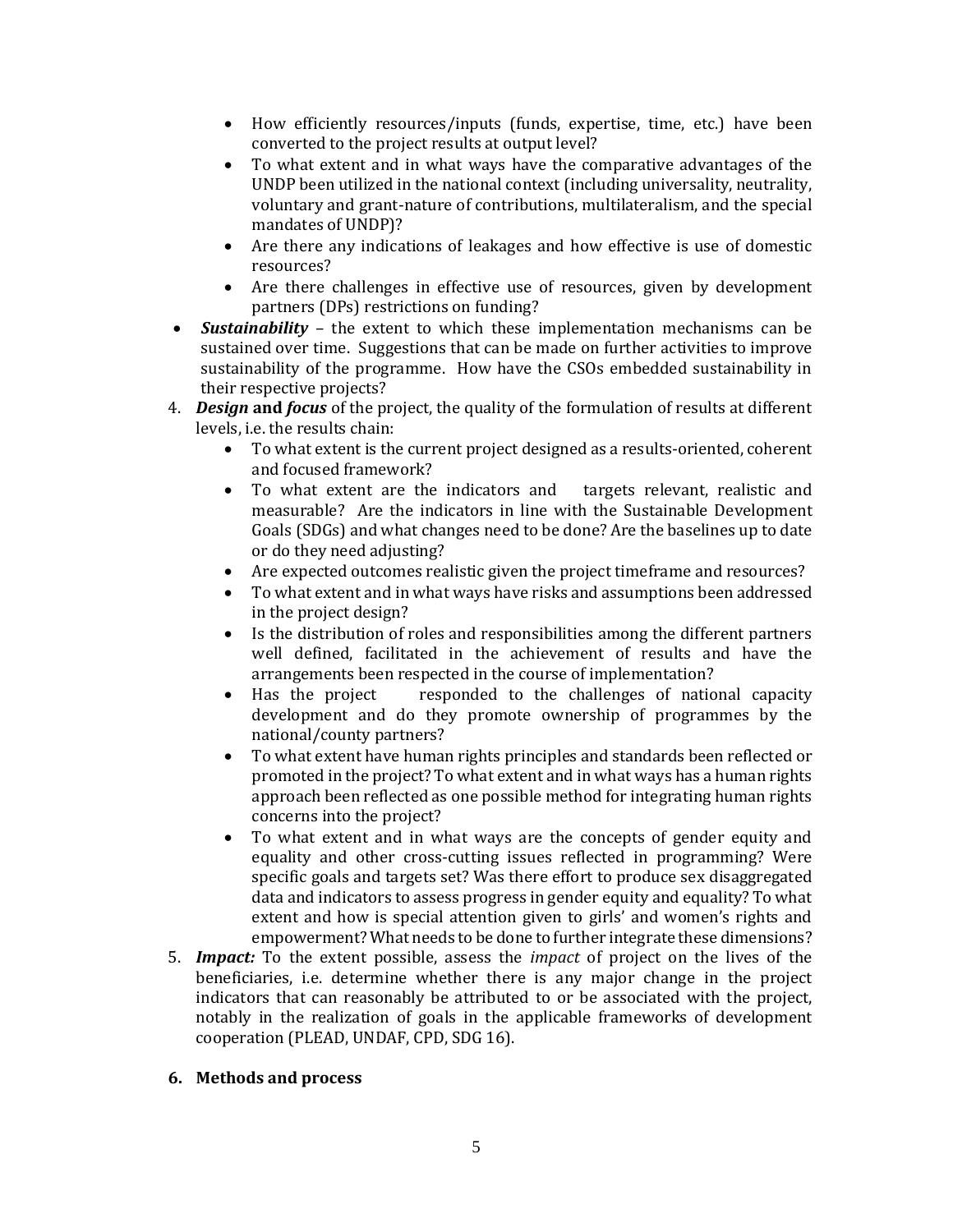- How efficiently resources/inputs (funds, expertise, time, etc.) have been converted to the project results at output level?
- To what extent and in what ways have the comparative advantages of the UNDP been utilized in the national context (including universality, neutrality, voluntary and grant-nature of contributions, multilateralism, and the special mandates of UNDP)?
- Are there any indications of leakages and how effective is use of domestic resources?
- Are there challenges in effective use of resources, given by development partners (DPs) restrictions on funding?

- ***Sustainability*** – the extent to which these implementation mechanisms can be sustained over time. Suggestions that can be made on further activities to improve sustainability of the programme. How have the CSOs embedded sustainability in their respective projects?

4. ***Design*** **and** ***focus*** of the project, the quality of the formulation of results at different levels, i.e. the results chain:
   - To what extent is the current project designed as a results-oriented, coherent and focused framework?
   - To what extent are the indicators and targets relevant, realistic and measurable? Are the indicators in line with the Sustainable Development Goals (SDGs) and what changes need to be done? Are the baselines up to date or do they need adjusting?
   - Are expected outcomes realistic given the project timeframe and resources?
   - To what extent and in what ways have risks and assumptions been addressed in the project design?
   - Is the distribution of roles and responsibilities among the different partners well defined, facilitated in the achievement of results and have the arrangements been respected in the course of implementation?
   - Has the project responded to the challenges of national capacity development and do they promote ownership of programmes by the national/county partners?
   - To what extent have human rights principles and standards been reflected or promoted in the project? To what extent and in what ways has a human rights approach been reflected as one possible method for integrating human rights concerns into the project?
   - To what extent and in what ways are the concepts of gender equity and equality and other cross-cutting issues reflected in programming? Were specific goals and targets set? Was there effort to produce sex disaggregated data and indicators to assess progress in gender equity and equality? To what extent and how is special attention given to girls' and women's rights and empowerment? What needs to be done to further integrate these dimensions?
5. ***Impact:*** To the extent possible, assess the *impact* of project on the lives of the beneficiaries, i.e. determine whether there is any major change in the project indicators that can reasonably be attributed to or be associated with the project, notably in the realization of goals in the applicable frameworks of development cooperation (PLEAD, UNDAF, CPD, SDG 16).

## 6. Methods and process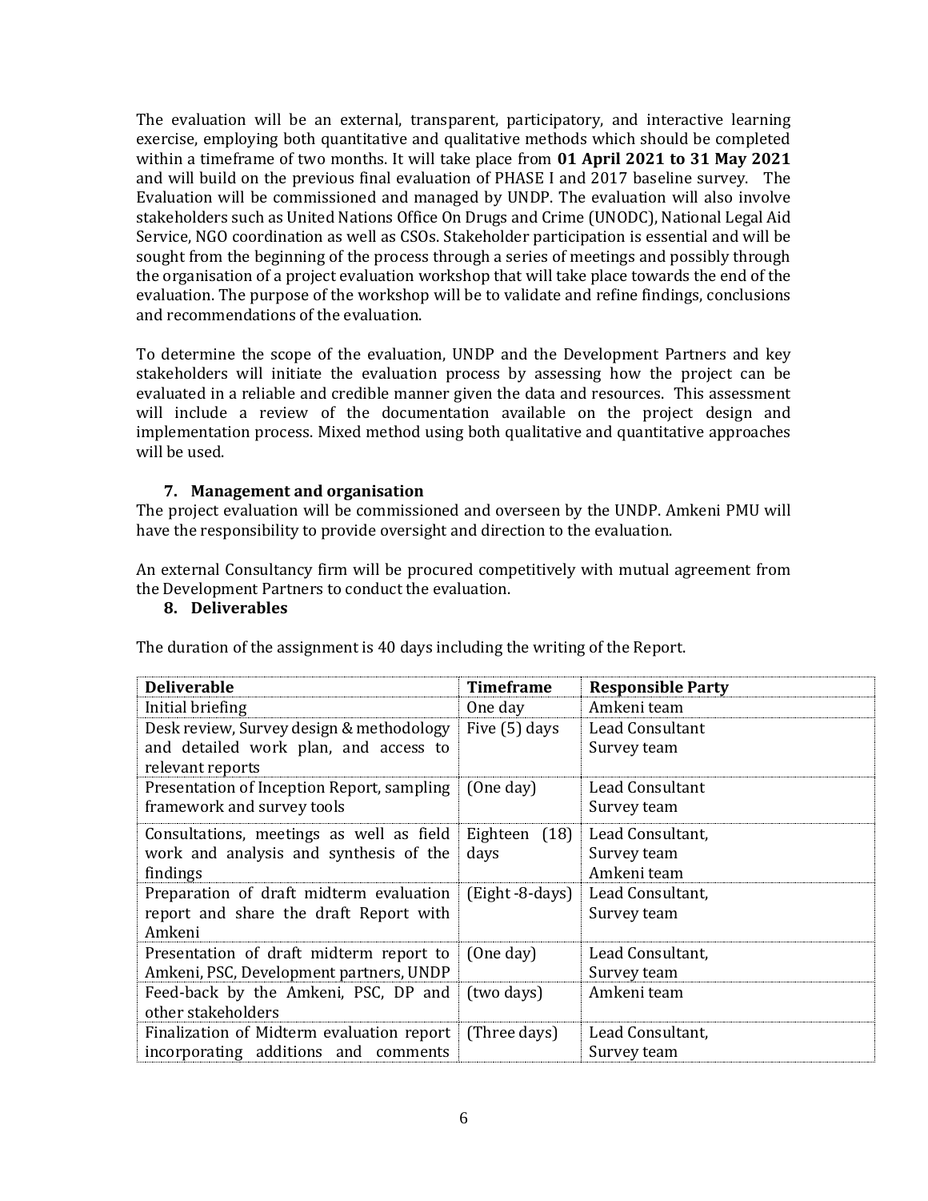The evaluation will be an external, transparent, participatory, and interactive learning exercise, employing both quantitative and qualitative methods which should be completed within a timeframe of two months. It will take place from **01 April 2021 to 31 May 2021** and will build on the previous final evaluation of PHASE I and 2017 baseline survey. The Evaluation will be commissioned and managed by UNDP. The evaluation will also involve stakeholders such as United Nations Office On Drugs and Crime (UNODC), National Legal Aid Service, NGO coordination as well as CSOs. Stakeholder participation is essential and will be sought from the beginning of the process through a series of meetings and possibly through the organisation of a project evaluation workshop that will take place towards the end of the evaluation. The purpose of the workshop will be to validate and refine findings, conclusions and recommendations of the evaluation.

To determine the scope of the evaluation, UNDP and the Development Partners and key stakeholders will initiate the evaluation process by assessing how the project can be evaluated in a reliable and credible manner given the data and resources. This assessment will include a review of the documentation available on the project design and implementation process. Mixed method using both qualitative and quantitative approaches will be used.

## 7. Management and organisation

The project evaluation will be commissioned and overseen by the UNDP. Amkeni PMU will have the responsibility to provide oversight and direction to the evaluation.

An external Consultancy firm will be procured competitively with mutual agreement from the Development Partners to conduct the evaluation.

## 8. Deliverables

The duration of the assignment is 40 days including the writing of the Report.

| Deliverable | Timeframe | Responsible Party |
| --- | --- | --- |
| Initial briefing | One day | Amkeni team |
| Desk review, Survey design & methodology and detailed work plan, and access to relevant reports | Five (5) days | Lead Consultant<br>Survey team |
| Presentation of Inception Report, sampling framework and survey tools | (One day) | Lead Consultant<br>Survey team |
| Consultations, meetings as well as field work and analysis and synthesis of the findings | Eighteen (18) days | Lead Consultant,<br>Survey team<br>Amkeni team |
| Preparation of draft midterm evaluation report and share the draft Report with Amkeni | (Eight -8-days) | Lead Consultant,<br>Survey team |
| Presentation of draft midterm report to Amkeni, PSC, Development partners, UNDP | (One day) | Lead Consultant,<br>Survey team |
| Feed-back by the Amkeni, PSC, DP and other stakeholders | (two days) | Amkeni team |
| Finalization of Midterm evaluation report incorporating additions and comments | (Three days) | Lead Consultant,<br>Survey team |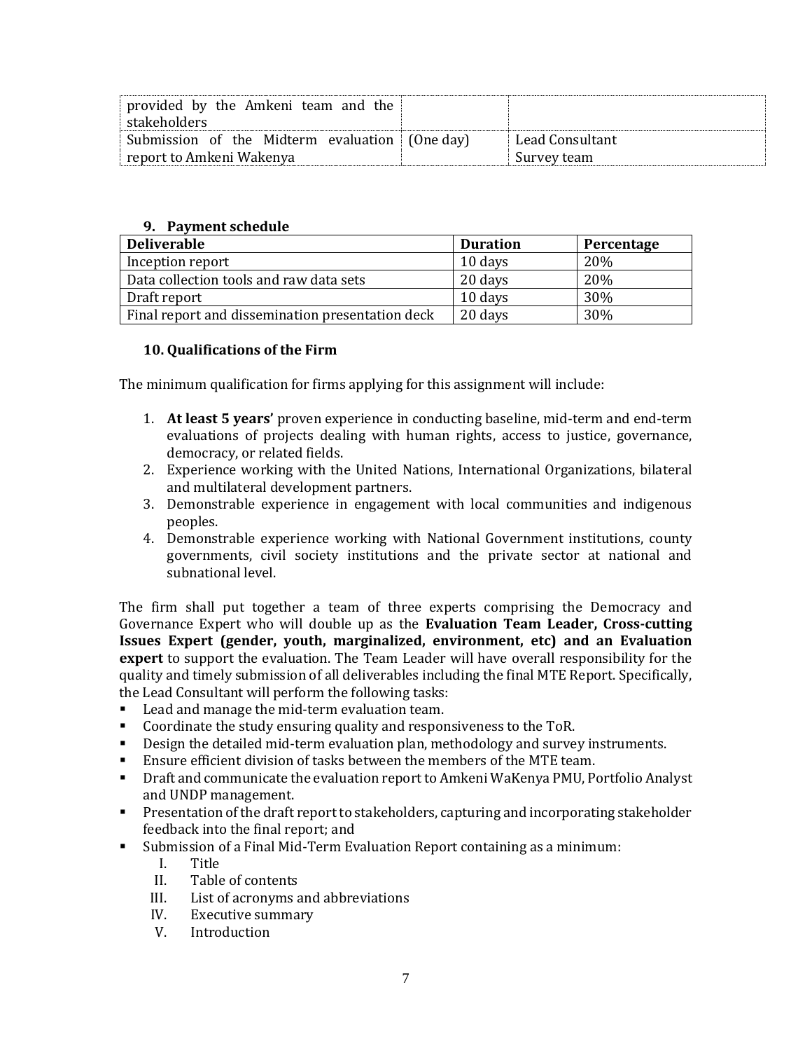| provided by the Amkeni team and the stakeholders | | |
|---|---|---|
| Submission of the Midterm evaluation report to Amkeni Wakenya | (One day) | Lead Consultant<br>Survey team |

### 9. Payment schedule

| Deliverable | Duration | Percentage |
|---|---|---|
| Inception report | 10 days | 20% |
| Data collection tools and raw data sets | 20 days | 20% |
| Draft report | 10 days | 30% |
| Final report and dissemination presentation deck | 20 days | 30% |

### 10. Qualifications of the Firm

The minimum qualification for firms applying for this assignment will include:

1. **At least 5 years'** proven experience in conducting baseline, mid-term and end-term evaluations of projects dealing with human rights, access to justice, governance, democracy, or related fields.
2. Experience working with the United Nations, International Organizations, bilateral and multilateral development partners.
3. Demonstrable experience in engagement with local communities and indigenous peoples.
4. Demonstrable experience working with National Government institutions, county governments, civil society institutions and the private sector at national and subnational level.

The firm shall put together a team of three experts comprising the Democracy and Governance Expert who will double up as the **Evaluation Team Leader, Cross-cutting Issues Expert (gender, youth, marginalized, environment, etc) and an Evaluation expert** to support the evaluation. The Team Leader will have overall responsibility for the quality and timely submission of all deliverables including the final MTE Report. Specifically, the Lead Consultant will perform the following tasks:

- Lead and manage the mid-term evaluation team.
- Coordinate the study ensuring quality and responsiveness to the ToR.
- Design the detailed mid-term evaluation plan, methodology and survey instruments.
- Ensure efficient division of tasks between the members of the MTE team.
- Draft and communicate the evaluation report to Amkeni WaKenya PMU, Portfolio Analyst and UNDP management.
- Presentation of the draft report to stakeholders, capturing and incorporating stakeholder feedback into the final report; and
- Submission of a Final Mid-Term Evaluation Report containing as a minimum:
  - I. Title
  - II. Table of contents
  - III. List of acronyms and abbreviations
  - IV. Executive summary
  - V. Introduction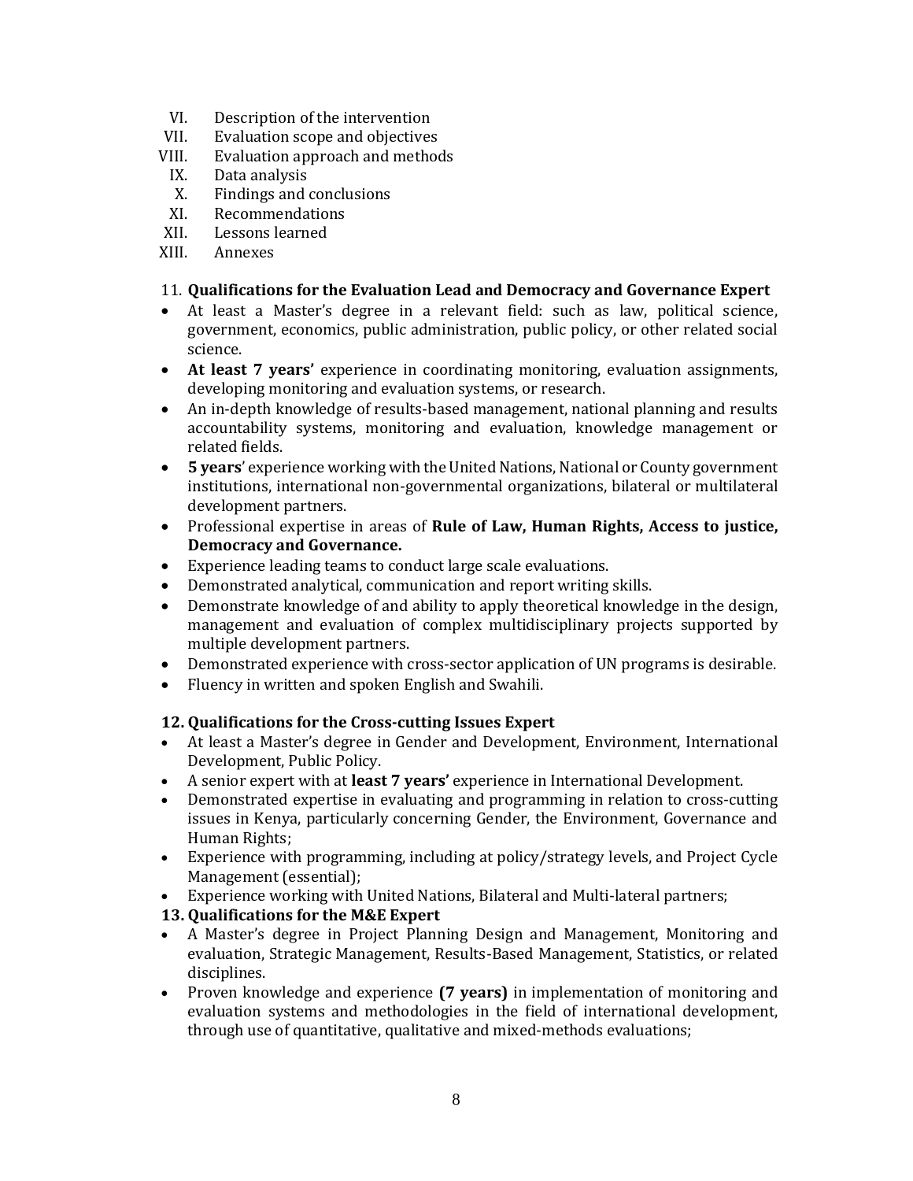VI. Description of the intervention
VII. Evaluation scope and objectives
VIII. Evaluation approach and methods
IX. Data analysis
X. Findings and conclusions
XI. Recommendations
XII. Lessons learned
XIII. Annexes

### 11. Qualifications for the Evaluation Lead and Democracy and Governance Expert

- At least a Master's degree in a relevant field: such as law, political science, government, economics, public administration, public policy, or other related social science.
- **At least 7 years'** experience in coordinating monitoring, evaluation assignments, developing monitoring and evaluation systems, or research.
- An in-depth knowledge of results-based management, national planning and results accountability systems, monitoring and evaluation, knowledge management or related fields.
- **5 years**' experience working with the United Nations, National or County government institutions, international non-governmental organizations, bilateral or multilateral development partners.
- Professional expertise in areas of **Rule of Law, Human Rights, Access to justice, Democracy and Governance.**
- Experience leading teams to conduct large scale evaluations.
- Demonstrated analytical, communication and report writing skills.
- Demonstrate knowledge of and ability to apply theoretical knowledge in the design, management and evaluation of complex multidisciplinary projects supported by multiple development partners.
- Demonstrated experience with cross-sector application of UN programs is desirable.
- Fluency in written and spoken English and Swahili.

### 12. Qualifications for the Cross-cutting Issues Expert

- At least a Master's degree in Gender and Development, Environment, International Development, Public Policy.
- A senior expert with at **least 7 years'** experience in International Development.
- Demonstrated expertise in evaluating and programming in relation to cross-cutting issues in Kenya, particularly concerning Gender, the Environment, Governance and Human Rights;
- Experience with programming, including at policy/strategy levels, and Project Cycle Management (essential);
- Experience working with United Nations, Bilateral and Multi-lateral partners;

### 13. Qualifications for the M&E Expert

- A Master's degree in Project Planning Design and Management, Monitoring and evaluation, Strategic Management, Results-Based Management, Statistics, or related disciplines.
- Proven knowledge and experience **(7 years)** in implementation of monitoring and evaluation systems and methodologies in the field of international development, through use of quantitative, qualitative and mixed-methods evaluations;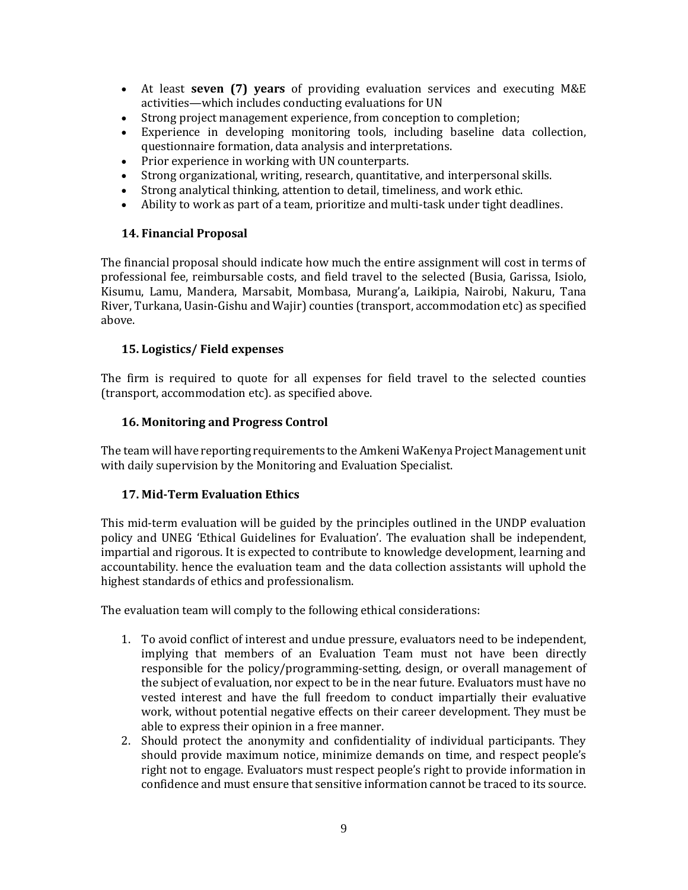- At least **seven (7) years** of providing evaluation services and executing M&E activities—which includes conducting evaluations for UN
- Strong project management experience, from conception to completion;
- Experience in developing monitoring tools, including baseline data collection, questionnaire formation, data analysis and interpretations.
- Prior experience in working with UN counterparts.
- Strong organizational, writing, research, quantitative, and interpersonal skills.
- Strong analytical thinking, attention to detail, timeliness, and work ethic.
- Ability to work as part of a team, prioritize and multi-task under tight deadlines.

### 14. Financial Proposal

The financial proposal should indicate how much the entire assignment will cost in terms of professional fee, reimbursable costs, and field travel to the selected (Busia, Garissa, Isiolo, Kisumu, Lamu, Mandera, Marsabit, Mombasa, Murang'a, Laikipia, Nairobi, Nakuru, Tana River, Turkana, Uasin-Gishu and Wajir) counties (transport, accommodation etc) as specified above.

### 15. Logistics/ Field expenses

The firm is required to quote for all expenses for field travel to the selected counties (transport, accommodation etc). as specified above.

### 16. Monitoring and Progress Control

The team will have reporting requirements to the Amkeni WaKenya Project Management unit with daily supervision by the Monitoring and Evaluation Specialist.

### 17. Mid-Term Evaluation Ethics

This mid-term evaluation will be guided by the principles outlined in the UNDP evaluation policy and UNEG 'Ethical Guidelines for Evaluation'. The evaluation shall be independent, impartial and rigorous. It is expected to contribute to knowledge development, learning and accountability. hence the evaluation team and the data collection assistants will uphold the highest standards of ethics and professionalism.

The evaluation team will comply to the following ethical considerations:

1. To avoid conflict of interest and undue pressure, evaluators need to be independent, implying that members of an Evaluation Team must not have been directly responsible for the policy/programming-setting, design, or overall management of the subject of evaluation, nor expect to be in the near future. Evaluators must have no vested interest and have the full freedom to conduct impartially their evaluative work, without potential negative effects on their career development. They must be able to express their opinion in a free manner.
2. Should protect the anonymity and confidentiality of individual participants. They should provide maximum notice, minimize demands on time, and respect people's right not to engage. Evaluators must respect people's right to provide information in confidence and must ensure that sensitive information cannot be traced to its source.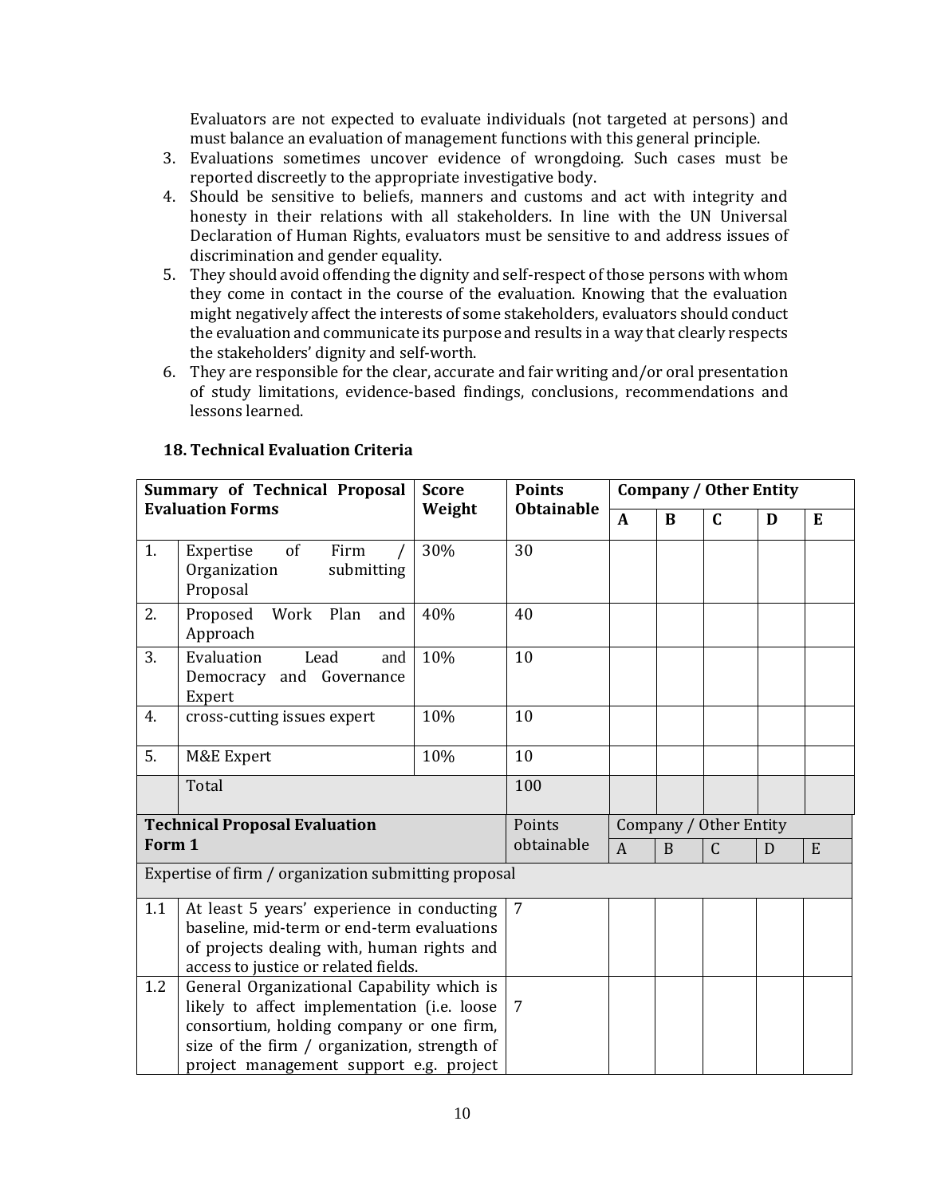Evaluators are not expected to evaluate individuals (not targeted at persons) and must balance an evaluation of management functions with this general principle.

3. Evaluations sometimes uncover evidence of wrongdoing. Such cases must be reported discreetly to the appropriate investigative body.
4. Should be sensitive to beliefs, manners and customs and act with integrity and honesty in their relations with all stakeholders. In line with the UN Universal Declaration of Human Rights, evaluators must be sensitive to and address issues of discrimination and gender equality.
5. They should avoid offending the dignity and self-respect of those persons with whom they come in contact in the course of the evaluation. Knowing that the evaluation might negatively affect the interests of some stakeholders, evaluators should conduct the evaluation and communicate its purpose and results in a way that clearly respects the stakeholders' dignity and self-worth.
6. They are responsible for the clear, accurate and fair writing and/or oral presentation of study limitations, evidence-based findings, conclusions, recommendations and lessons learned.

## 18. Technical Evaluation Criteria

| **Summary of Technical Proposal Evaluation Forms** | | **Score Weight** | **Points Obtainable** | **Company / Other Entity** | | | | |
|---|---|---|---|---|---|---|---|---|
| | | | | **A** | **B** | **C** | **D** | **E** |
| 1. | Expertise of Firm / Organization submitting Proposal | 30% | 30 | | | | | |
| 2. | Proposed Work Plan and Approach | 40% | 40 | | | | | |
| 3. | Evaluation Lead and Democracy and Governance Expert | 10% | 10 | | | | | |
| 4. | cross-cutting issues expert | 10% | 10 | | | | | |
| 5. | M&E Expert | 10% | 10 | | | | | |
| | Total | | 100 | | | | | |

| **Technical Proposal Evaluation Form 1** | | Points obtainable | Company / Other Entity | | | | |
|---|---|---|---|---|---|---|---|
| | | | A | B | C | D | E |
| Expertise of firm / organization submitting proposal | | | | | | | |
| 1.1 | At least 5 years' experience in conducting baseline, mid-term or end-term evaluations of projects dealing with, human rights and access to justice or related fields. | 7 | | | | | |
| 1.2 | General Organizational Capability which is likely to affect implementation (i.e. loose consortium, holding company or one firm, size of the firm / organization, strength of project management support e.g. project | 7 | | | | | |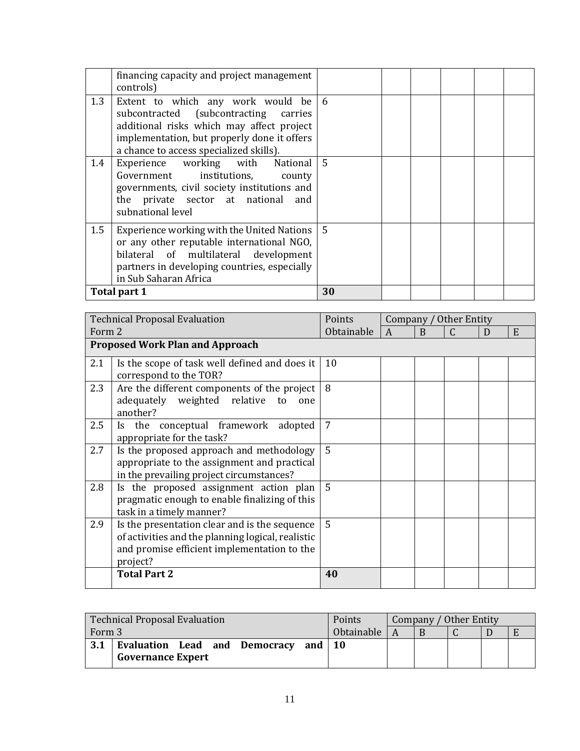|  |  |  |  |  |  |  |  |
|---|---|---|---|---|---|---|---|
|  | financing capacity and project management controls) |  |  |  |  |  |  |
| 1.3 | Extent to which any work would be subcontracted (subcontracting carries additional risks which may affect project implementation, but properly done it offers a chance to access specialized skills). | 6 |  |  |  |  |  |
| 1.4 | Experience working with National Government institutions, county governments, civil society institutions and the private sector at national and subnational level | 5 |  |  |  |  |  |
| 1.5 | Experience working with the United Nations or any other reputable international NGO, bilateral of multilateral development partners in developing countries, especially in Sub Saharan Africa | 5 |  |  |  |  |  |
| **Total part 1** |  | **30** |  |  |  |  |  |

| Technical Proposal Evaluation Form 2 |  | Points Obtainable | Company / Other Entity |  |  |  |  |
|---|---|---|---|---|---|---|---|
|  |  |  | A | B | C | D | E |
| **Proposed Work Plan and Approach** |  |  |  |  |  |  |  |
| 2.1 | Is the scope of task well defined and does it correspond to the TOR? | 10 |  |  |  |  |  |
| 2.3 | Are the different components of the project adequately weighted relative to one another? | 8 |  |  |  |  |  |
| 2.5 | Is the conceptual framework adopted appropriate for the task? | 7 |  |  |  |  |  |
| 2.7 | Is the proposed approach and methodology appropriate to the assignment and practical in the prevailing project circumstances? | 5 |  |  |  |  |  |
| 2.8 | Is the proposed assignment action plan pragmatic enough to enable finalizing of this task in a timely manner? | 5 |  |  |  |  |  |
| 2.9 | Is the presentation clear and is the sequence of activities and the planning logical, realistic and promise efficient implementation to the project? | 5 |  |  |  |  |  |
|  | **Total Part 2** | **40** |  |  |  |  |  |

| Technical Proposal Evaluation Form 3 |  | Points Obtainable | Company / Other Entity |  |  |  |  |
|---|---|---|---|---|---|---|---|
|  |  |  | A | B | C | D | E |
| **3.1** | **Evaluation Lead and Democracy and Governance Expert** | **10** |  |  |  |  |  |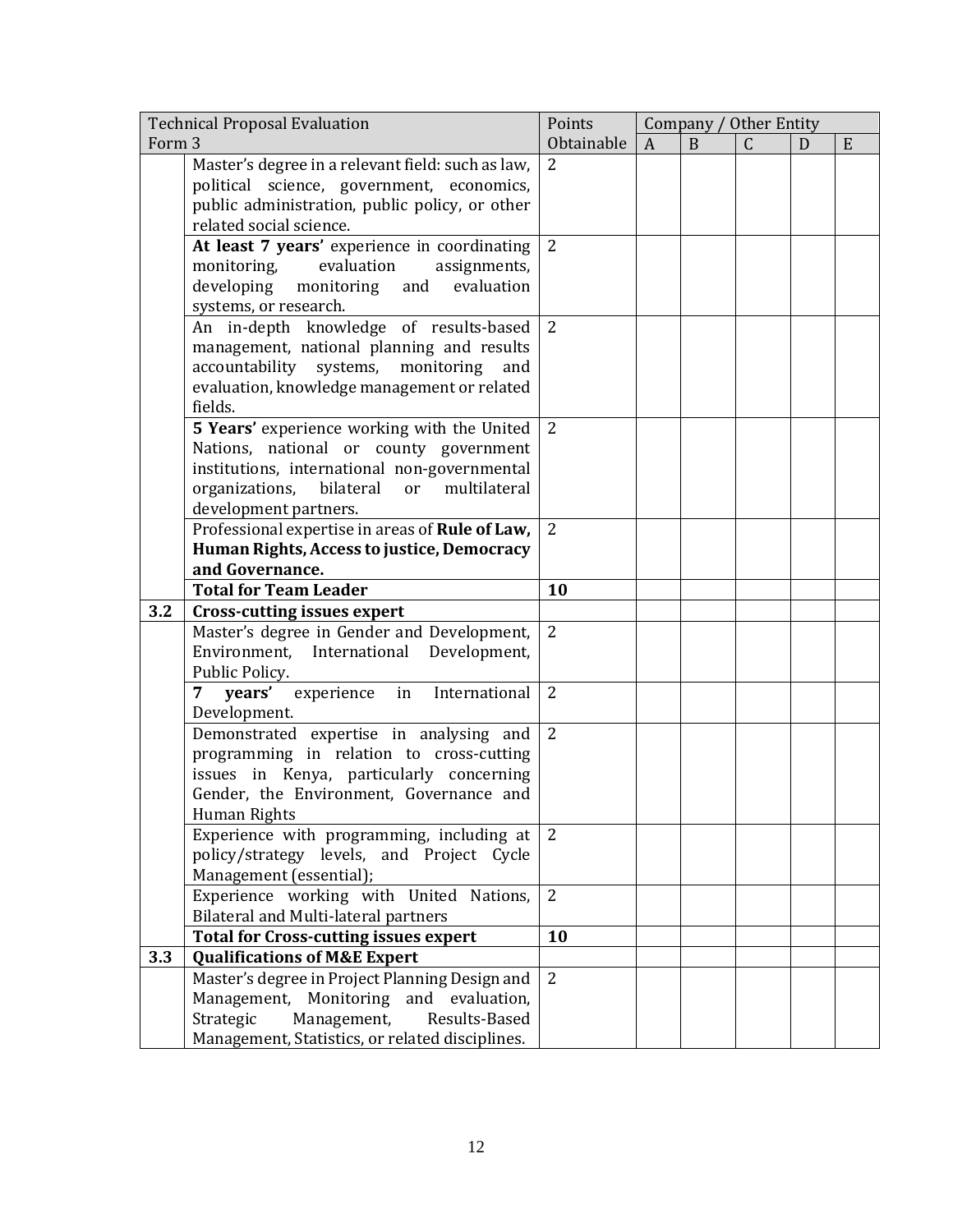| Technical Proposal Evaluation Form 3 | | Points Obtainable | Company / Other Entity | | | | |
|---|---|---|---|---|---|---|---|
| | | | A | B | C | D | E |
| | Master's degree in a relevant field: such as law, political science, government, economics, public administration, public policy, or other related social science. | 2 | | | | | |
| | **At least 7 years'** experience in coordinating monitoring, evaluation assignments, developing monitoring and evaluation systems, or research. | 2 | | | | | |
| | An in-depth knowledge of results-based management, national planning and results accountability systems, monitoring and evaluation, knowledge management or related fields. | 2 | | | | | |
| | **5 Years'** experience working with the United Nations, national or county government institutions, international non-governmental organizations, bilateral or multilateral development partners. | 2 | | | | | |
| | Professional expertise in areas of **Rule of Law, Human Rights, Access to justice, Democracy and Governance.** | 2 | | | | | |
| | **Total for Team Leader** | **10** | | | | | |
| **3.2** | **Cross-cutting issues expert** | | | | | | |
| | Master's degree in Gender and Development, Environment, International Development, Public Policy. | 2 | | | | | |
| | **7 years'** experience in International Development. | 2 | | | | | |
| | Demonstrated expertise in analysing and programming in relation to cross-cutting issues in Kenya, particularly concerning Gender, the Environment, Governance and Human Rights | 2 | | | | | |
| | Experience with programming, including at policy/strategy levels, and Project Cycle Management (essential); | 2 | | | | | |
| | Experience working with United Nations, Bilateral and Multi-lateral partners | 2 | | | | | |
| | **Total for Cross-cutting issues expert** | **10** | | | | | |
| **3.3** | **Qualifications of M&E Expert** | | | | | | |
| | Master's degree in Project Planning Design and Management, Monitoring and evaluation, Strategic Management, Results-Based Management, Statistics, or related disciplines. | 2 | | | | | |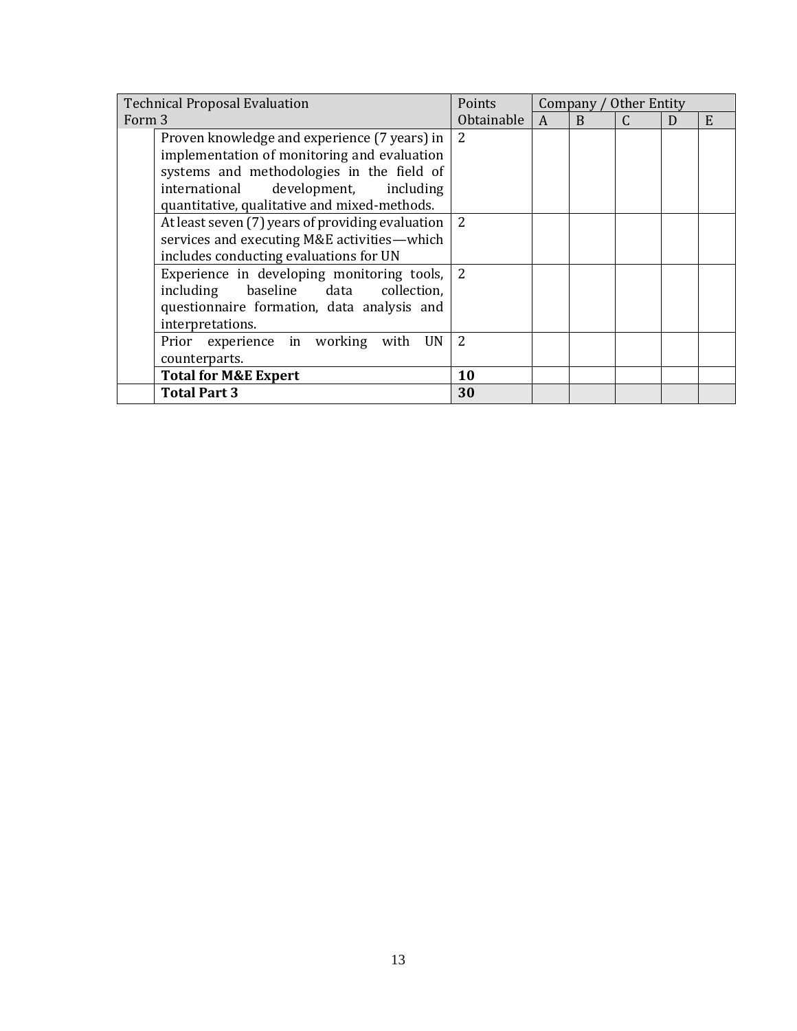| Technical Proposal Evaluation Form 3 | | Points Obtainable | Company / Other Entity | | | | |
|---|---|---|---|---|---|---|---|
| | | | A | B | C | D | E |
| | Proven knowledge and experience (7 years) in implementation of monitoring and evaluation systems and methodologies in the field of international development, including quantitative, qualitative and mixed-methods. | 2 | | | | | |
| | At least seven (7) years of providing evaluation services and executing M&E activities—which includes conducting evaluations for UN | 2 | | | | | |
| | Experience in developing monitoring tools, including baseline data collection, questionnaire formation, data analysis and interpretations. | 2 | | | | | |
| | Prior experience in working with UN counterparts. | 2 | | | | | |
| | **Total for M&E Expert** | **10** | | | | | |
| | **Total Part 3** | **30** | | | | | |